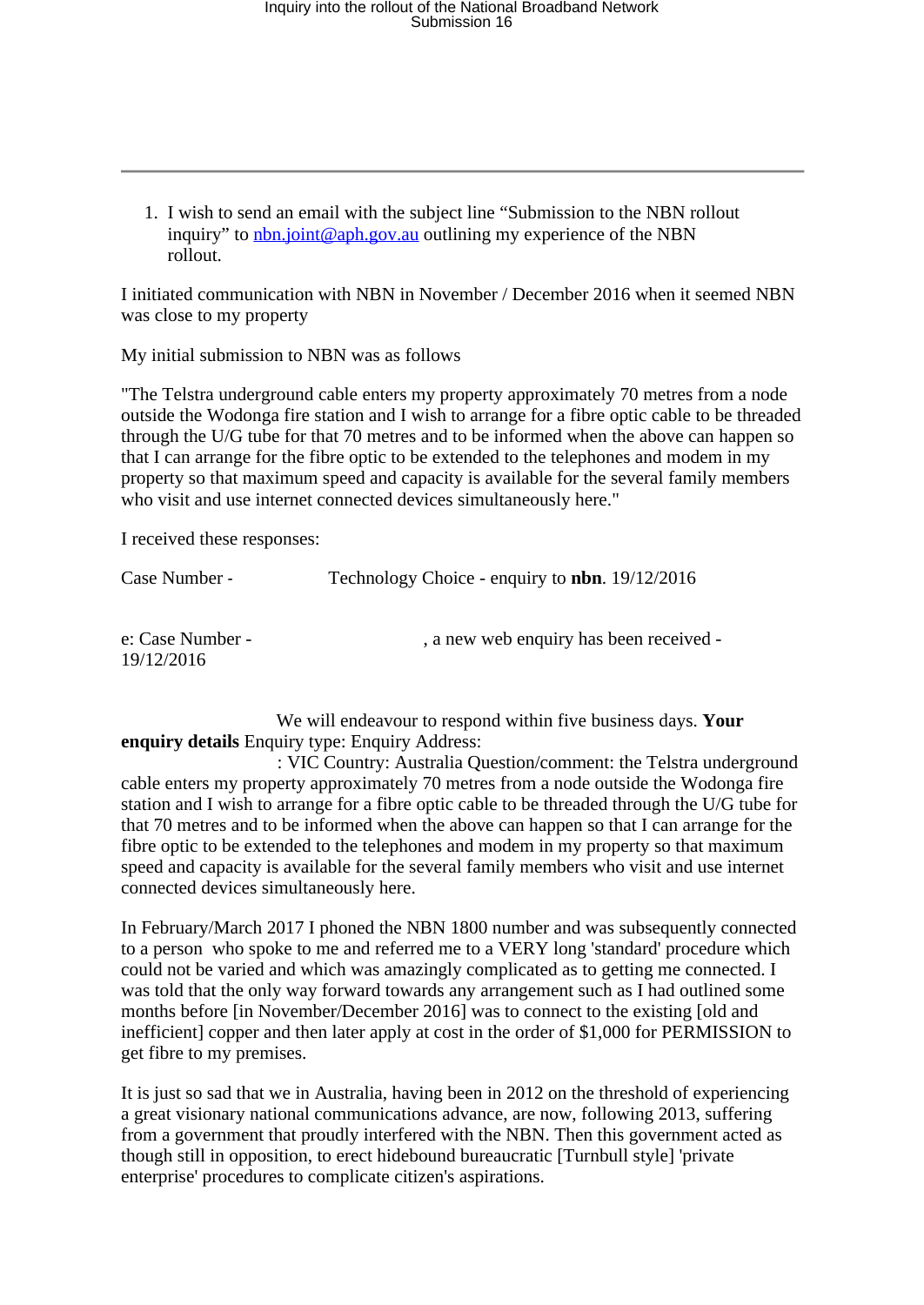1. I wish to send an email with the subject line “Submission to the NBN rollout inquiry” to nbn.joint@aph.gov.au outlining my experience of the NBN rollout.

I initiated communication with NBN in November / December 2016 when it seemed NBN was close to my property

My initial submission to NBN was as follows

"The Telstra underground cable enters my property approximately 70 metres from a node outside the Wodonga fire station and I wish to arrange for a fibre optic cable to be threaded through the U/G tube for that 70 metres and to be informed when the above can happen so that I can arrange for the fibre optic to be extended to the telephones and modem in my property so that maximum speed and capacity is available for the several family members who visit and use internet connected devices simultaneously here."

I received these responses:

Case Number - Technology Choice - enquiry to **nbn**. 19/12/2016

e: Case Number - , a new web enquiry has been received - 19/12/2016

We will endeavour to respond within five business days. **Your enquiry details** Enquiry type: Enquiry Address: : VIC Country: Australia Question/comment: the Telstra underground cable enters my property approximately 70 metres from a node outside the Wodonga fire station and I wish to arrange for a fibre optic cable to be threaded through the U/G tube for that 70 metres and to be informed when the above can happen so that I can arrange for the fibre optic to be extended to the telephones and modem in my property so that maximum speed and capacity is available for the several family members who visit and use internet connected devices simultaneously here.

In February/March 2017 I phoned the NBN 1800 number and was subsequently connected to a person who spoke to me and referred me to a VERY long 'standard' procedure which could not be varied and which was amazingly complicated as to getting me connected. I was told that the only way forward towards any arrangement such as I had outlined some months before [in November/December 2016] was to connect to the existing [old and inefficient] copper and then later apply at cost in the order of $1,000 for PERMISSION to get fibre to my premises.

It is just so sad that we in Australia, having been in 2012 on the threshold of experiencing a great visionary national communications advance, are now, following 2013, suffering from a government that proudly interfered with the NBN. Then this government acted as though still in opposition, to erect hidebound bureaucratic [Turnbull style] 'private enterprise' procedures to complicate citizen's aspirations.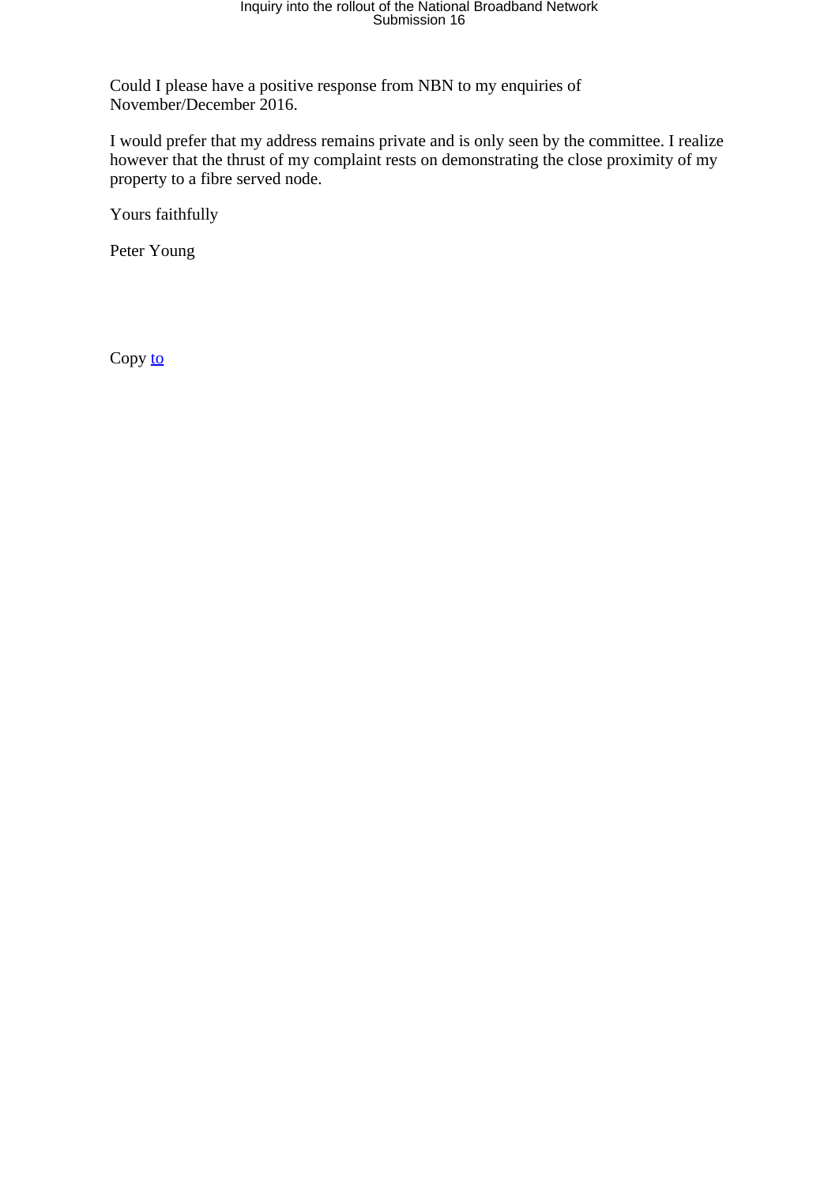Could I please have a positive response from NBN to my enquiries of November/December 2016.

I would prefer that my address remains private and is only seen by the committee. I realize however that the thrust of my complaint rests on demonstrating the close proximity of my property to a fibre served node.

Yours faithfully

Peter Young

Copy to